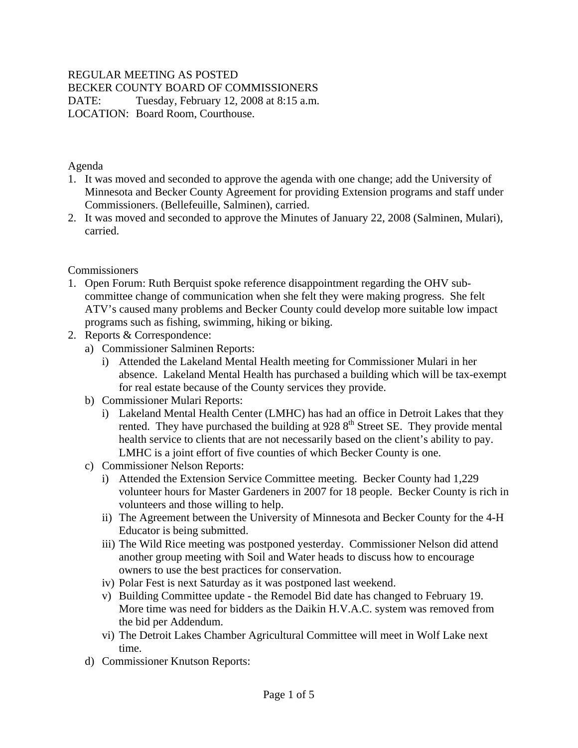REGULAR MEETING AS POSTED
BECKER COUNTY BOARD OF COMMISSIONERS
DATE: Tuesday, February 12, 2008 at 8:15 a.m.
LOCATION: Board Room, Courthouse.

Agenda

1. It was moved and seconded to approve the agenda with one change; add the University of Minnesota and Becker County Agreement for providing Extension programs and staff under Commissioners. (Bellefeuille, Salminen), carried.
2. It was moved and seconded to approve the Minutes of January 22, 2008 (Salminen, Mulari), carried.

Commissioners

1. Open Forum: Ruth Berquist spoke reference disappointment regarding the OHV sub-committee change of communication when she felt they were making progress. She felt ATV's caused many problems and Becker County could develop more suitable low impact programs such as fishing, swimming, hiking or biking.
2. Reports & Correspondence:
   a) Commissioner Salminen Reports:
      i) Attended the Lakeland Mental Health meeting for Commissioner Mulari in her absence. Lakeland Mental Health has purchased a building which will be tax-exempt for real estate because of the County services they provide.
   b) Commissioner Mulari Reports:
      i) Lakeland Mental Health Center (LMHC) has had an office in Detroit Lakes that they rented. They have purchased the building at 928 8th Street SE. They provide mental health service to clients that are not necessarily based on the client's ability to pay. LMHC is a joint effort of five counties of which Becker County is one.
   c) Commissioner Nelson Reports:
      i) Attended the Extension Service Committee meeting. Becker County had 1,229 volunteer hours for Master Gardeners in 2007 for 18 people. Becker County is rich in volunteers and those willing to help.
      ii) The Agreement between the University of Minnesota and Becker County for the 4-H Educator is being submitted.
      iii) The Wild Rice meeting was postponed yesterday. Commissioner Nelson did attend another group meeting with Soil and Water heads to discuss how to encourage owners to use the best practices for conservation.
      iv) Polar Fest is next Saturday as it was postponed last weekend.
      v) Building Committee update - the Remodel Bid date has changed to February 19. More time was need for bidders as the Daikin H.V.A.C. system was removed from the bid per Addendum.
      vi) The Detroit Lakes Chamber Agricultural Committee will meet in Wolf Lake next time.
   d) Commissioner Knutson Reports: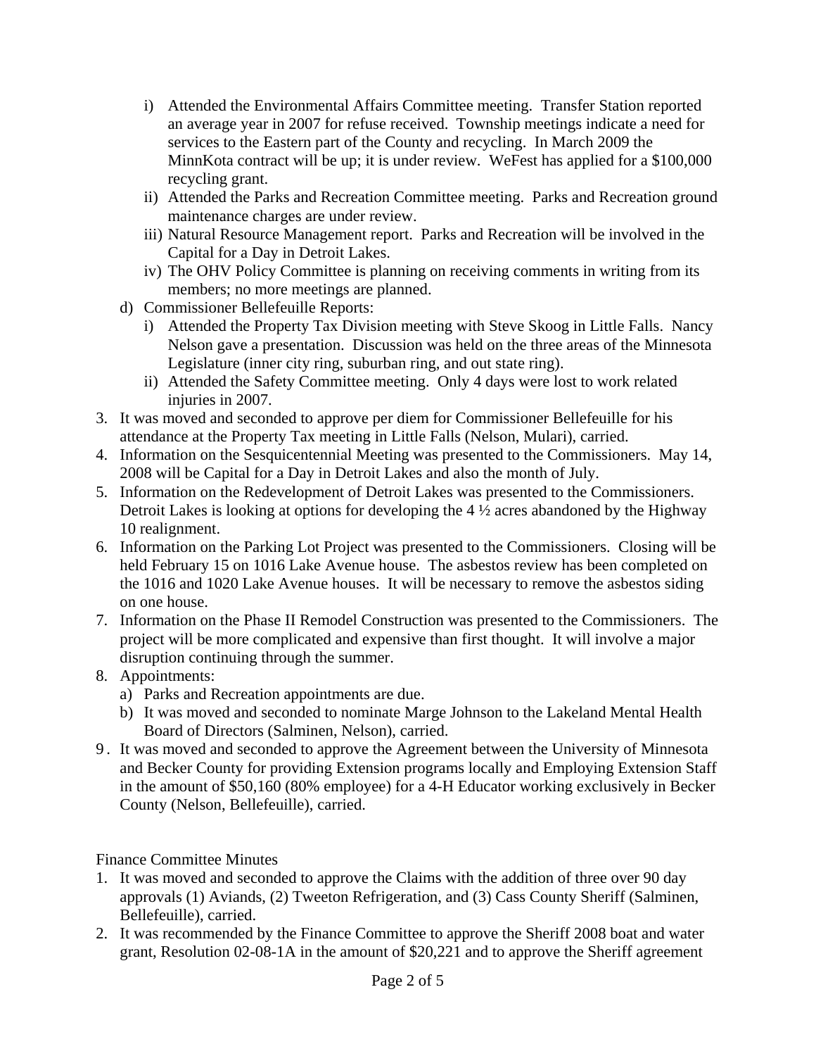i) Attended the Environmental Affairs Committee meeting. Transfer Station reported an average year in 2007 for refuse received. Township meetings indicate a need for services to the Eastern part of the County and recycling. In March 2009 the MinnKota contract will be up; it is under review. WeFest has applied for a $100,000 recycling grant.
   ii) Attended the Parks and Recreation Committee meeting. Parks and Recreation ground maintenance charges are under review.
   iii) Natural Resource Management report. Parks and Recreation will be involved in the Capital for a Day in Detroit Lakes.
   iv) The OHV Policy Committee is planning on receiving comments in writing from its members; no more meetings are planned.

d) Commissioner Bellefeuille Reports:
   i) Attended the Property Tax Division meeting with Steve Skoog in Little Falls. Nancy Nelson gave a presentation. Discussion was held on the three areas of the Minnesota Legislature (inner city ring, suburban ring, and out state ring).
   ii) Attended the Safety Committee meeting. Only 4 days were lost to work related injuries in 2007.

3. It was moved and seconded to approve per diem for Commissioner Bellefeuille for his attendance at the Property Tax meeting in Little Falls (Nelson, Mulari), carried.
4. Information on the Sesquicentennial Meeting was presented to the Commissioners. May 14, 2008 will be Capital for a Day in Detroit Lakes and also the month of July.
5. Information on the Redevelopment of Detroit Lakes was presented to the Commissioners. Detroit Lakes is looking at options for developing the 4 ½ acres abandoned by the Highway 10 realignment.
6. Information on the Parking Lot Project was presented to the Commissioners. Closing will be held February 15 on 1016 Lake Avenue house. The asbestos review has been completed on the 1016 and 1020 Lake Avenue houses. It will be necessary to remove the asbestos siding on one house.
7. Information on the Phase II Remodel Construction was presented to the Commissioners. The project will be more complicated and expensive than first thought. It will involve a major disruption continuing through the summer.
8. Appointments:
   a) Parks and Recreation appointments are due.
   b) It was moved and seconded to nominate Marge Johnson to the Lakeland Mental Health Board of Directors (Salminen, Nelson), carried.
9. It was moved and seconded to approve the Agreement between the University of Minnesota and Becker County for providing Extension programs locally and Employing Extension Staff in the amount of $50,160 (80% employee) for a 4-H Educator working exclusively in Becker County (Nelson, Bellefeuille), carried.

Finance Committee Minutes

1. It was moved and seconded to approve the Claims with the addition of three over 90 day approvals (1) Aviands, (2) Tweeton Refrigeration, and (3) Cass County Sheriff (Salminen, Bellefeuille), carried.
2. It was recommended by the Finance Committee to approve the Sheriff 2008 boat and water grant, Resolution 02-08-1A in the amount of $20,221 and to approve the Sheriff agreement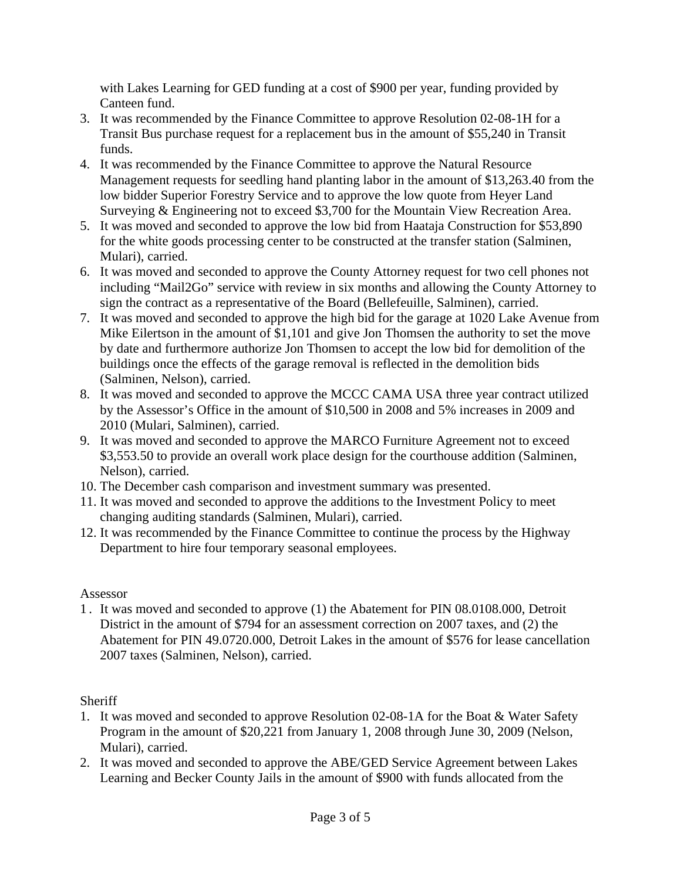with Lakes Learning for GED funding at a cost of $900 per year, funding provided by Canteen fund.

3. It was recommended by the Finance Committee to approve Resolution 02-08-1H for a Transit Bus purchase request for a replacement bus in the amount of $55,240 in Transit funds.
4. It was recommended by the Finance Committee to approve the Natural Resource Management requests for seedling hand planting labor in the amount of $13,263.40 from the low bidder Superior Forestry Service and to approve the low quote from Heyer Land Surveying & Engineering not to exceed $3,700 for the Mountain View Recreation Area.
5. It was moved and seconded to approve the low bid from Haataja Construction for $53,890 for the white goods processing center to be constructed at the transfer station (Salminen, Mulari), carried.
6. It was moved and seconded to approve the County Attorney request for two cell phones not including "Mail2Go" service with review in six months and allowing the County Attorney to sign the contract as a representative of the Board (Bellefeuille, Salminen), carried.
7. It was moved and seconded to approve the high bid for the garage at 1020 Lake Avenue from Mike Eilertson in the amount of $1,101 and give Jon Thomsen the authority to set the move by date and furthermore authorize Jon Thomsen to accept the low bid for demolition of the buildings once the effects of the garage removal is reflected in the demolition bids (Salminen, Nelson), carried.
8. It was moved and seconded to approve the MCCC CAMA USA three year contract utilized by the Assessor's Office in the amount of $10,500 in 2008 and 5% increases in 2009 and 2010 (Mulari, Salminen), carried.
9. It was moved and seconded to approve the MARCO Furniture Agreement not to exceed $3,553.50 to provide an overall work place design for the courthouse addition (Salminen, Nelson), carried.
10. The December cash comparison and investment summary was presented.
11. It was moved and seconded to approve the additions to the Investment Policy to meet changing auditing standards (Salminen, Mulari), carried.
12. It was recommended by the Finance Committee to continue the process by the Highway Department to hire four temporary seasonal employees.

Assessor

1. It was moved and seconded to approve (1) the Abatement for PIN 08.0108.000, Detroit District in the amount of $794 for an assessment correction on 2007 taxes, and (2) the Abatement for PIN 49.0720.000, Detroit Lakes in the amount of $576 for lease cancellation 2007 taxes (Salminen, Nelson), carried.

Sheriff

1. It was moved and seconded to approve Resolution 02-08-1A for the Boat & Water Safety Program in the amount of $20,221 from January 1, 2008 through June 30, 2009 (Nelson, Mulari), carried.
2. It was moved and seconded to approve the ABE/GED Service Agreement between Lakes Learning and Becker County Jails in the amount of $900 with funds allocated from the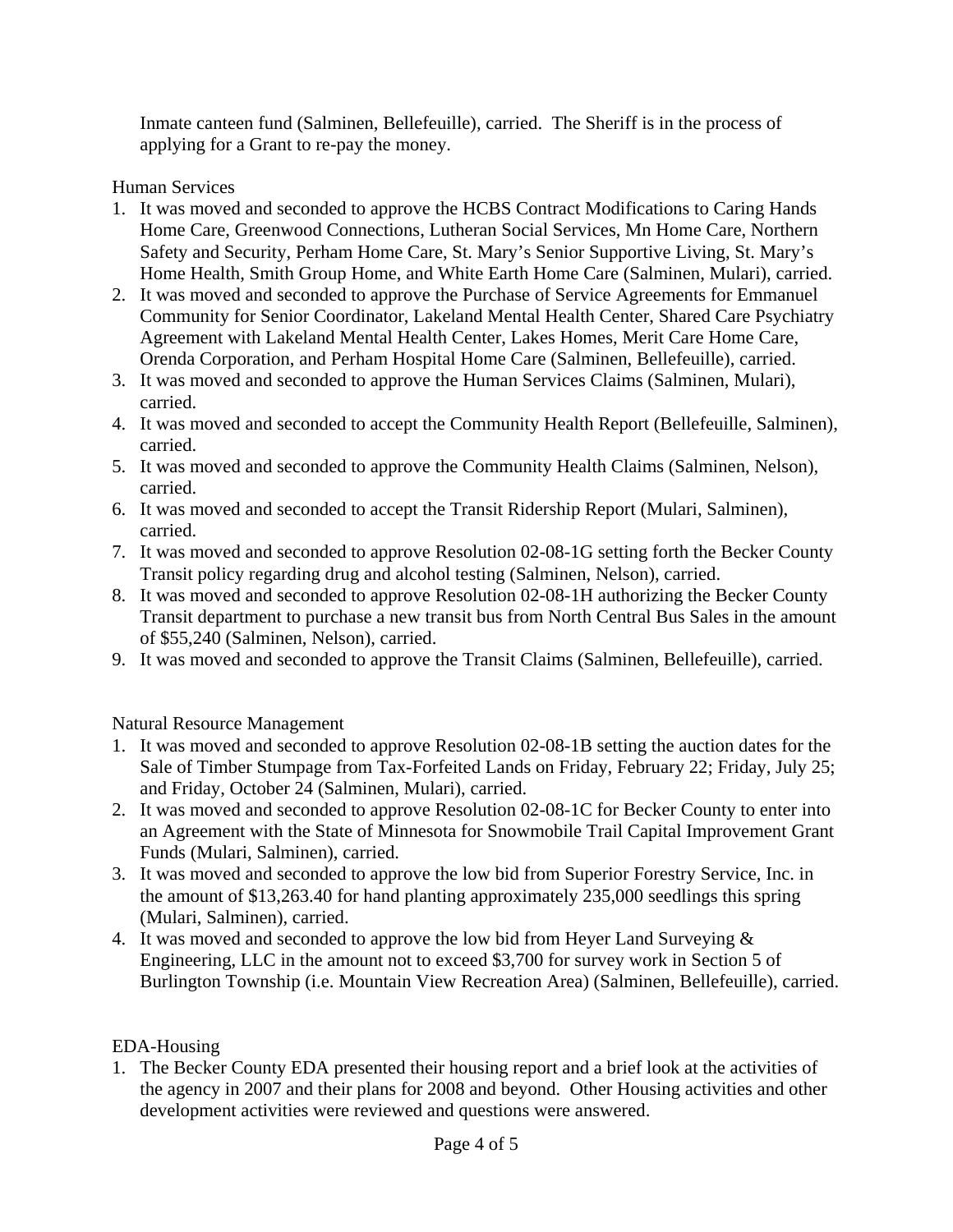Inmate canteen fund (Salminen, Bellefeuille), carried. The Sheriff is in the process of applying for a Grant to re-pay the money.

Human Services

1. It was moved and seconded to approve the HCBS Contract Modifications to Caring Hands Home Care, Greenwood Connections, Lutheran Social Services, Mn Home Care, Northern Safety and Security, Perham Home Care, St. Mary's Senior Supportive Living, St. Mary's Home Health, Smith Group Home, and White Earth Home Care (Salminen, Mulari), carried.
2. It was moved and seconded to approve the Purchase of Service Agreements for Emmanuel Community for Senior Coordinator, Lakeland Mental Health Center, Shared Care Psychiatry Agreement with Lakeland Mental Health Center, Lakes Homes, Merit Care Home Care, Orenda Corporation, and Perham Hospital Home Care (Salminen, Bellefeuille), carried.
3. It was moved and seconded to approve the Human Services Claims (Salminen, Mulari), carried.
4. It was moved and seconded to accept the Community Health Report (Bellefeuille, Salminen), carried.
5. It was moved and seconded to approve the Community Health Claims (Salminen, Nelson), carried.
6. It was moved and seconded to accept the Transit Ridership Report (Mulari, Salminen), carried.
7. It was moved and seconded to approve Resolution 02-08-1G setting forth the Becker County Transit policy regarding drug and alcohol testing (Salminen, Nelson), carried.
8. It was moved and seconded to approve Resolution 02-08-1H authorizing the Becker County Transit department to purchase a new transit bus from North Central Bus Sales in the amount of $55,240 (Salminen, Nelson), carried.
9. It was moved and seconded to approve the Transit Claims (Salminen, Bellefeuille), carried.

Natural Resource Management

1. It was moved and seconded to approve Resolution 02-08-1B setting the auction dates for the Sale of Timber Stumpage from Tax-Forfeited Lands on Friday, February 22; Friday, July 25; and Friday, October 24 (Salminen, Mulari), carried.
2. It was moved and seconded to approve Resolution 02-08-1C for Becker County to enter into an Agreement with the State of Minnesota for Snowmobile Trail Capital Improvement Grant Funds (Mulari, Salminen), carried.
3. It was moved and seconded to approve the low bid from Superior Forestry Service, Inc. in the amount of $13,263.40 for hand planting approximately 235,000 seedlings this spring (Mulari, Salminen), carried.
4. It was moved and seconded to approve the low bid from Heyer Land Surveying & Engineering, LLC in the amount not to exceed $3,700 for survey work in Section 5 of Burlington Township (i.e. Mountain View Recreation Area) (Salminen, Bellefeuille), carried.

EDA-Housing

1. The Becker County EDA presented their housing report and a brief look at the activities of the agency in 2007 and their plans for 2008 and beyond. Other Housing activities and other development activities were reviewed and questions were answered.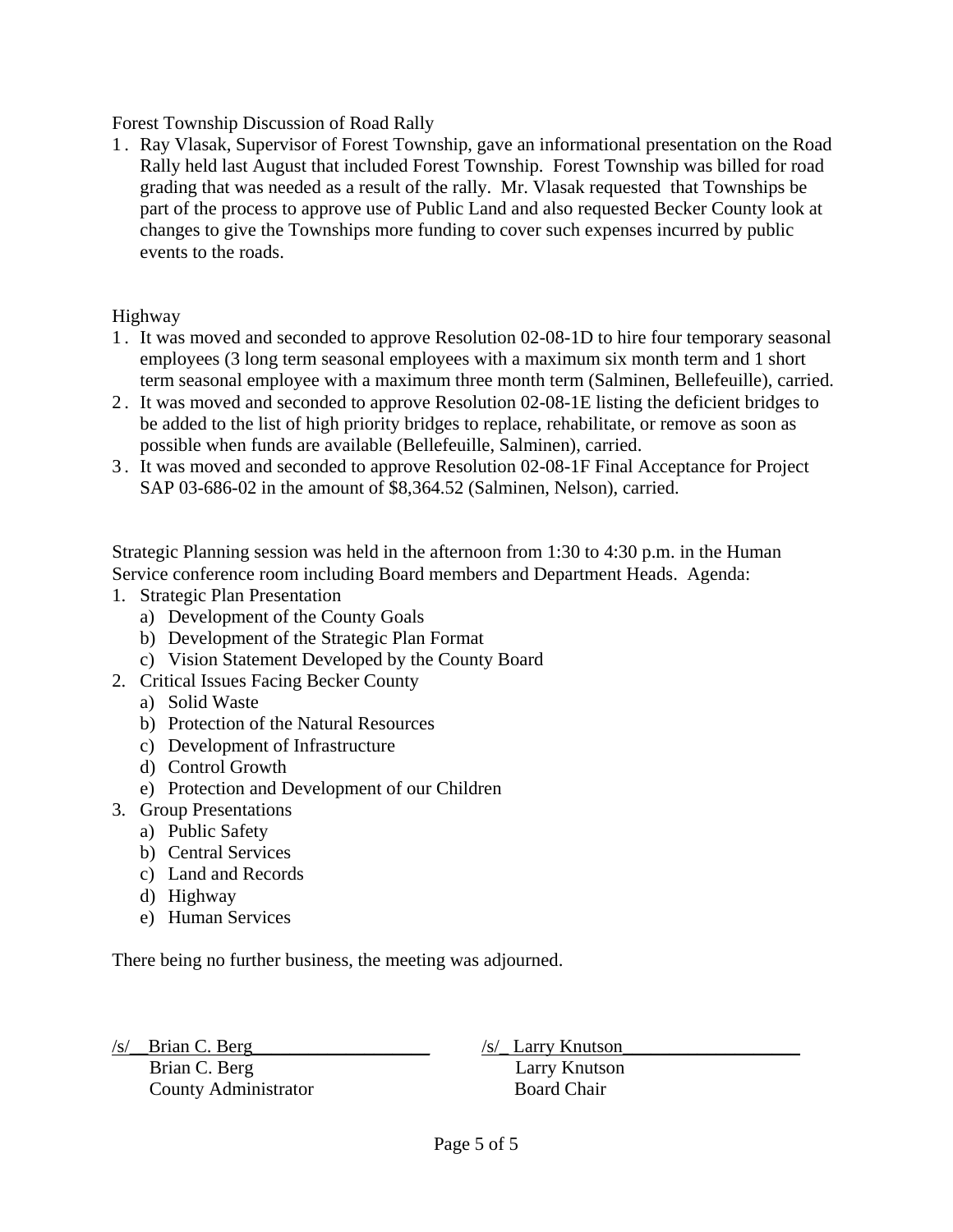Forest Township Discussion of Road Rally

1. Ray Vlasak, Supervisor of Forest Township, gave an informational presentation on the Road Rally held last August that included Forest Township. Forest Township was billed for road grading that was needed as a result of the rally. Mr. Vlasak requested that Townships be part of the process to approve use of Public Land and also requested Becker County look at changes to give the Townships more funding to cover such expenses incurred by public events to the roads.

Highway

1. It was moved and seconded to approve Resolution 02-08-1D to hire four temporary seasonal employees (3 long term seasonal employees with a maximum six month term and 1 short term seasonal employee with a maximum three month term (Salminen, Bellefeuille), carried.
2. It was moved and seconded to approve Resolution 02-08-1E listing the deficient bridges to be added to the list of high priority bridges to replace, rehabilitate, or remove as soon as possible when funds are available (Bellefeuille, Salminen), carried.
3. It was moved and seconded to approve Resolution 02-08-1F Final Acceptance for Project SAP 03-686-02 in the amount of $8,364.52 (Salminen, Nelson), carried.

Strategic Planning session was held in the afternoon from 1:30 to 4:30 p.m. in the Human Service conference room including Board members and Department Heads. Agenda:

1. Strategic Plan Presentation
   a) Development of the County Goals
   b) Development of the Strategic Plan Format
   c) Vision Statement Developed by the County Board
2. Critical Issues Facing Becker County
   a) Solid Waste
   b) Protection of the Natural Resources
   c) Development of Infrastructure
   d) Control Growth
   e) Protection and Development of our Children
3. Group Presentations
   a) Public Safety
   b) Central Services
   c) Land and Records
   d) Highway
   e) Human Services

There being no further business, the meeting was adjourned.

/s/__Brian C. Berg___________________
Brian C. Berg
County Administrator

/s/_ Larry Knutson___________________
Larry Knutson
Board Chair